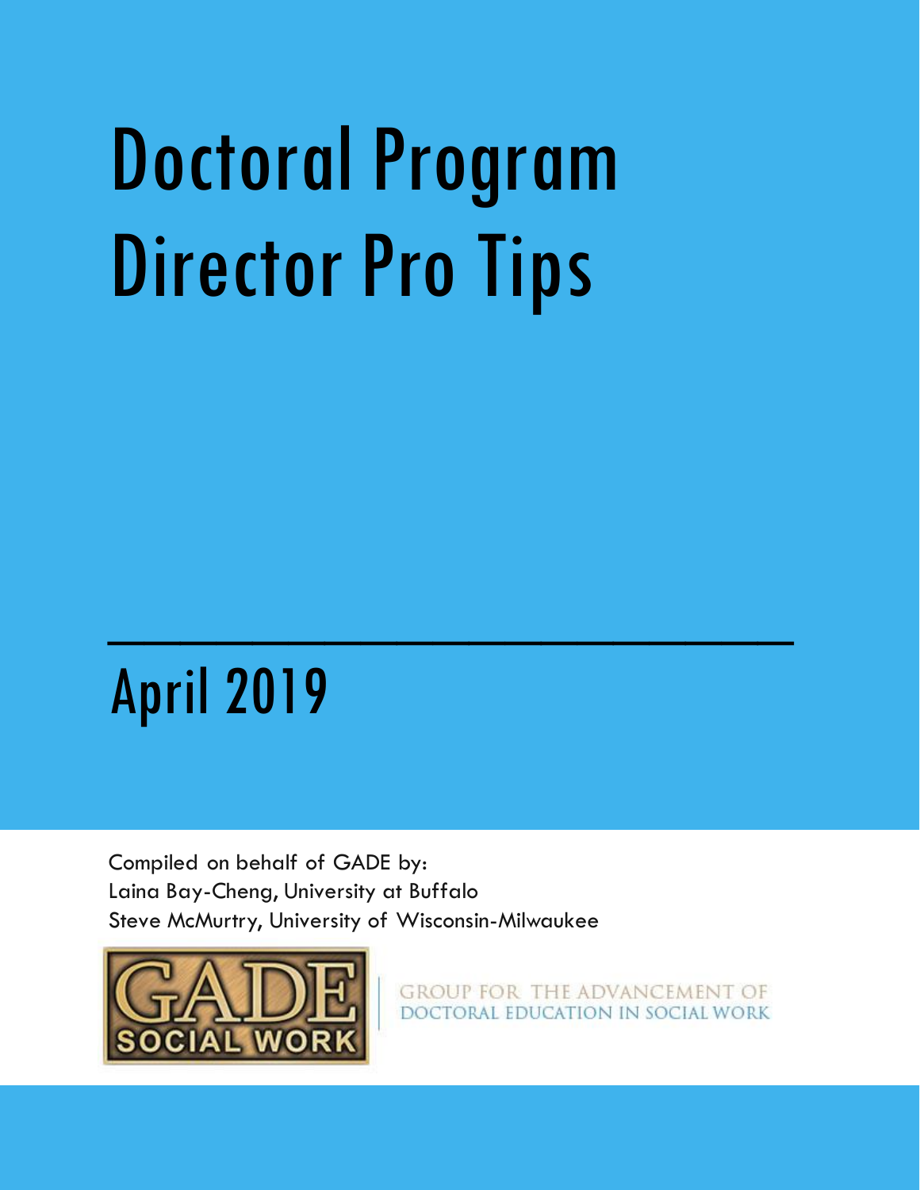# Doctoral Program Director Pro Tips

## April 2019

Compiled on behalf of GADE by:
Laina Bay-Cheng, University at Buffalo
Steve McMurtry, University of Wisconsin-Milwaukee

GADE SOCIAL WORK

GROUP FOR THE ADVANCEMENT OF DOCTORAL EDUCATION IN SOCIAL WORK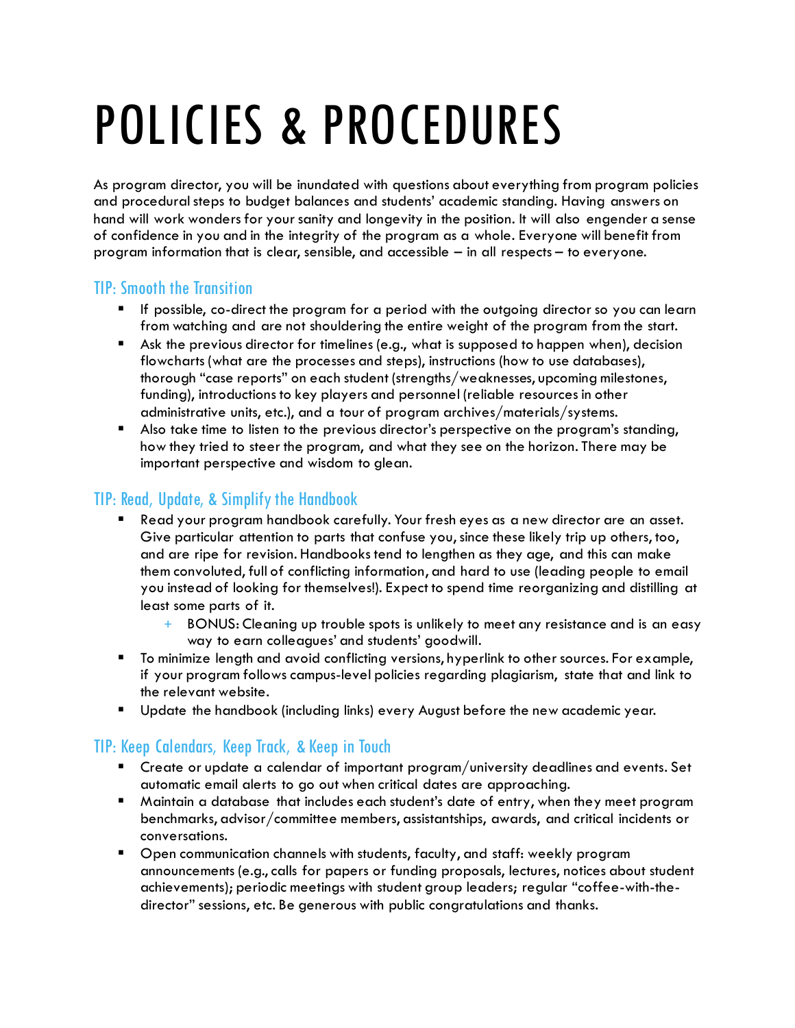# POLICIES & PROCEDURES

As program director, you will be inundated with questions about everything from program policies and procedural steps to budget balances and students' academic standing. Having answers on hand will work wonders for your sanity and longevity in the position. It will also engender a sense of confidence in you and in the integrity of the program as a whole. Everyone will benefit from program information that is clear, sensible, and accessible – in all respects – to everyone.

## TIP: Smooth the Transition

- If possible, co-direct the program for a period with the outgoing director so you can learn from watching and are not shouldering the entire weight of the program from the start.
- Ask the previous director for timelines (e.g., what is supposed to happen when), decision flowcharts (what are the processes and steps), instructions (how to use databases), thorough "case reports" on each student (strengths/weaknesses, upcoming milestones, funding), introductions to key players and personnel (reliable resources in other administrative units, etc.), and a tour of program archives/materials/systems.
- Also take time to listen to the previous director's perspective on the program's standing, how they tried to steer the program, and what they see on the horizon. There may be important perspective and wisdom to glean.

## TIP: Read, Update, & Simplify the Handbook

- Read your program handbook carefully. Your fresh eyes as a new director are an asset. Give particular attention to parts that confuse you, since these likely trip up others, too, and are ripe for revision. Handbooks tend to lengthen as they age, and this can make them convoluted, full of conflicting information, and hard to use (leading people to email you instead of looking for themselves!). Expect to spend time reorganizing and distilling at least some parts of it.
  - BONUS: Cleaning up trouble spots is unlikely to meet any resistance and is an easy way to earn colleagues' and students' goodwill.
- To minimize length and avoid conflicting versions, hyperlink to other sources. For example, if your program follows campus-level policies regarding plagiarism, state that and link to the relevant website.
- Update the handbook (including links) every August before the new academic year.

## TIP: Keep Calendars, Keep Track, & Keep in Touch

- Create or update a calendar of important program/university deadlines and events. Set automatic email alerts to go out when critical dates are approaching.
- Maintain a database that includes each student's date of entry, when they meet program benchmarks, advisor/committee members, assistantships, awards, and critical incidents or conversations.
- Open communication channels with students, faculty, and staff: weekly program announcements (e.g., calls for papers or funding proposals, lectures, notices about student achievements); periodic meetings with student group leaders; regular "coffee-with-the-director" sessions, etc. Be generous with public congratulations and thanks.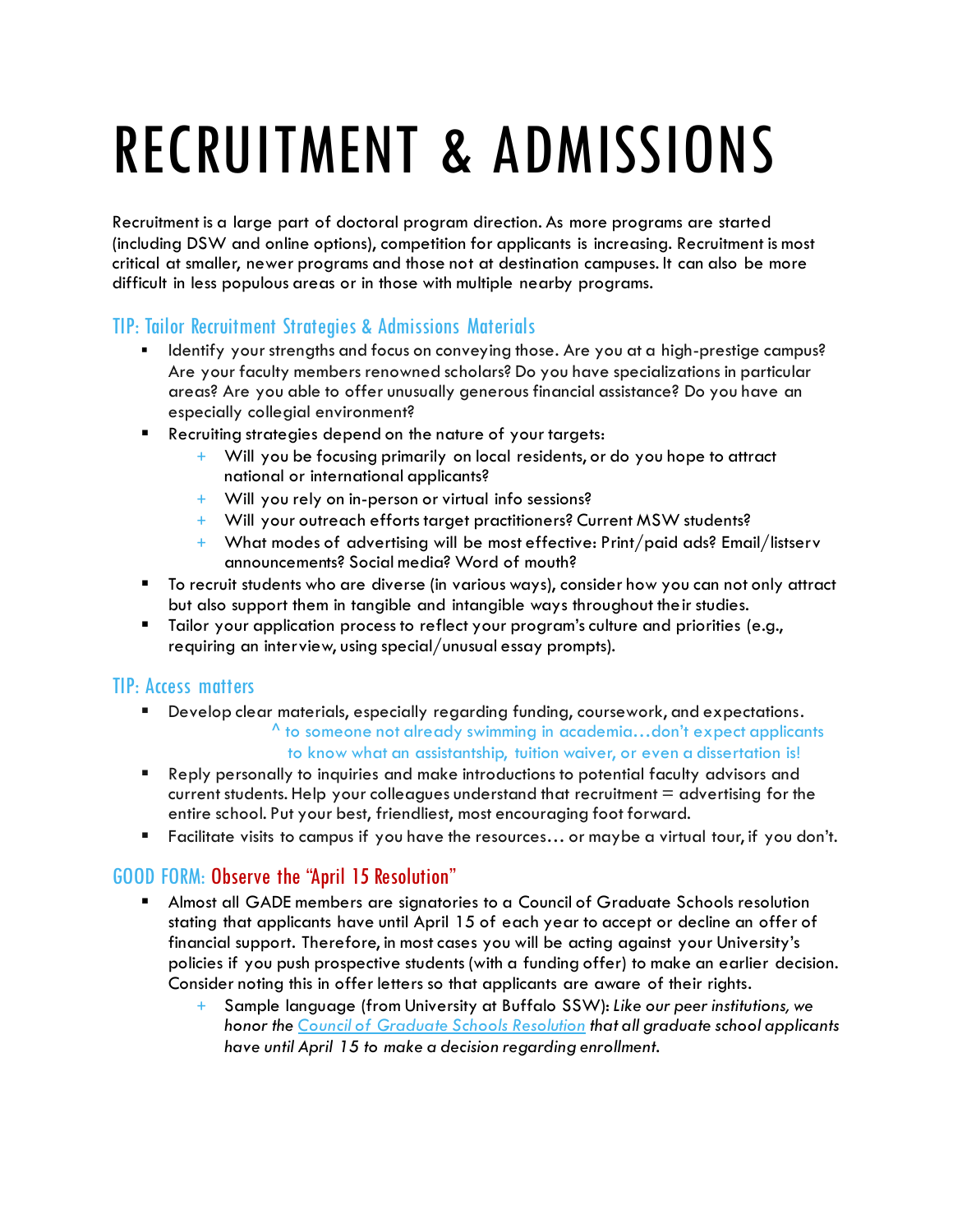# RECRUITMENT & ADMISSIONS

Recruitment is a large part of doctoral program direction. As more programs are started (including DSW and online options), competition for applicants is increasing. Recruitment is most critical at smaller, newer programs and those not at destination campuses. It can also be more difficult in less populous areas or in those with multiple nearby programs.

## TIP: Tailor Recruitment Strategies & Admissions Materials

- Identify your strengths and focus on conveying those. Are you at a high-prestige campus? Are your faculty members renowned scholars? Do you have specializations in particular areas? Are you able to offer unusually generous financial assistance? Do you have an especially collegial environment?
- Recruiting strategies depend on the nature of your targets:
  - Will you be focusing primarily on local residents, or do you hope to attract national or international applicants?
  - Will you rely on in-person or virtual info sessions?
  - Will your outreach efforts target practitioners? Current MSW students?
  - What modes of advertising will be most effective: Print/paid ads? Email/listserv announcements? Social media? Word of mouth?
- To recruit students who are diverse (in various ways), consider how you can not only attract but also support them in tangible and intangible ways throughout their studies.
- Tailor your application process to reflect your program's culture and priorities (e.g., requiring an interview, using special/unusual essay prompts).

## TIP: Access matters

- Develop clear materials, especially regarding funding, coursework, and expectations.
  ^ to someone not already swimming in academia…don't expect applicants to know what an assistantship, tuition waiver, or even a dissertation is!
- Reply personally to inquiries and make introductions to potential faculty advisors and current students. Help your colleagues understand that recruitment = advertising for the entire school. Put your best, friendliest, most encouraging foot forward.
- Facilitate visits to campus if you have the resources… or maybe a virtual tour, if you don't.

## GOOD FORM: Observe the "April 15 Resolution"

- Almost all GADE members are signatories to a Council of Graduate Schools resolution stating that applicants have until April 15 of each year to accept or decline an offer of financial support. Therefore, in most cases you will be acting against your University's policies if you push prospective students (with a funding offer) to make an earlier decision. Consider noting this in offer letters so that applicants are aware of their rights.
  - Sample language (from University at Buffalo SSW): *Like our peer institutions, we honor the Council of Graduate Schools Resolution that all graduate school applicants have until April 15 to make a decision regarding enrollment.*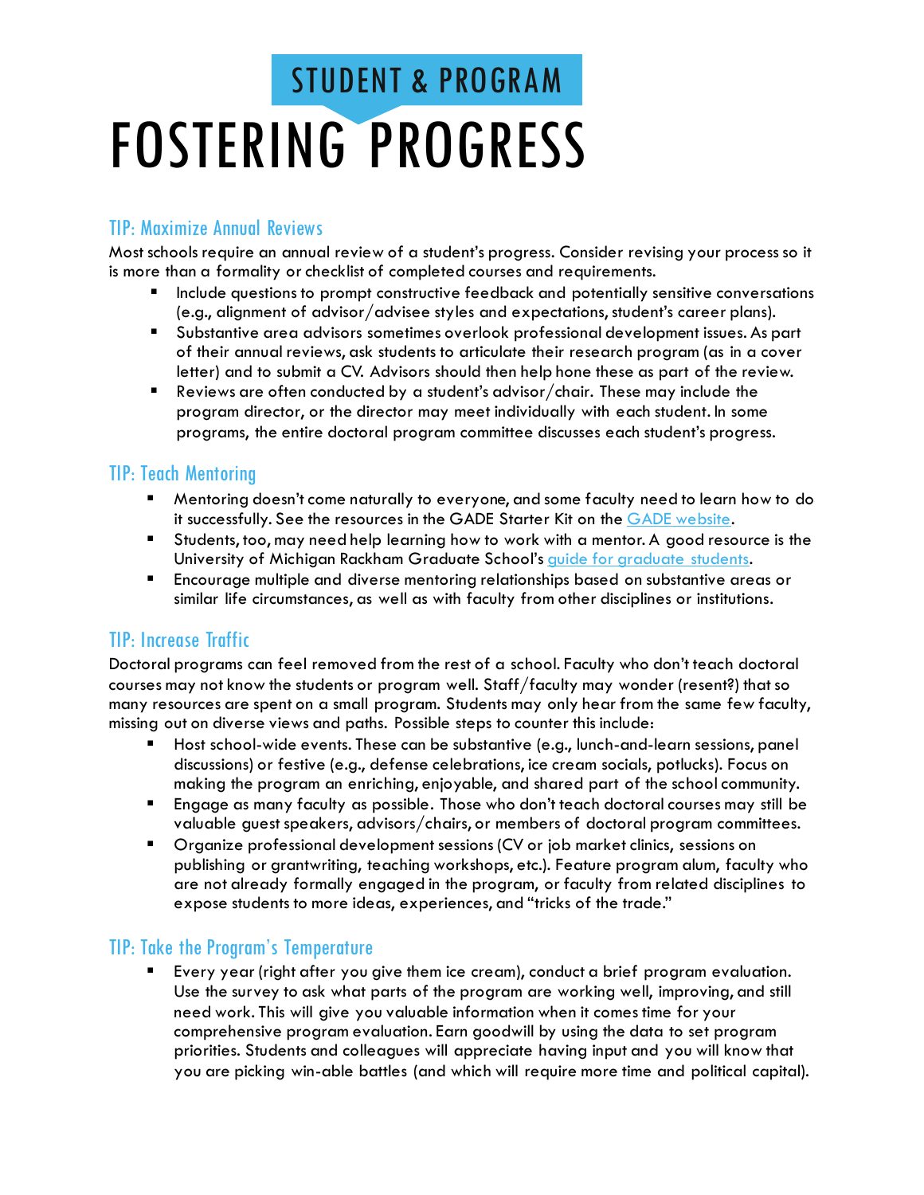## STUDENT & PROGRAM

# FOSTERING PROGRESS

### TIP: Maximize Annual Reviews

Most schools require an annual review of a student's progress. Consider revising your process so it is more than a formality or checklist of completed courses and requirements.

- Include questions to prompt constructive feedback and potentially sensitive conversations (e.g., alignment of advisor/advisee styles and expectations, student's career plans).
- Substantive area advisors sometimes overlook professional development issues. As part of their annual reviews, ask students to articulate their research program (as in a cover letter) and to submit a CV. Advisors should then help hone these as part of the review.
- Reviews are often conducted by a student's advisor/chair. These may include the program director, or the director may meet individually with each student. In some programs, the entire doctoral program committee discusses each student's progress.

### TIP: Teach Mentoring

- Mentoring doesn't come naturally to everyone, and some faculty need to learn how to do it successfully. See the resources in the GADE Starter Kit on the [GADE website](GADE website).
- Students, too, may need help learning how to work with a mentor. A good resource is the University of Michigan Rackham Graduate School's [guide for graduate students](guide for graduate students).
- Encourage multiple and diverse mentoring relationships based on substantive areas or similar life circumstances, as well as with faculty from other disciplines or institutions.

### TIP: Increase Traffic

Doctoral programs can feel removed from the rest of a school. Faculty who don't teach doctoral courses may not know the students or program well. Staff/faculty may wonder (resent?) that so many resources are spent on a small program. Students may only hear from the same few faculty, missing out on diverse views and paths. Possible steps to counter this include:

- Host school-wide events. These can be substantive (e.g., lunch-and-learn sessions, panel discussions) or festive (e.g., defense celebrations, ice cream socials, potlucks). Focus on making the program an enriching, enjoyable, and shared part of the school community.
- Engage as many faculty as possible. Those who don't teach doctoral courses may still be valuable guest speakers, advisors/chairs, or members of doctoral program committees.
- Organize professional development sessions (CV or job market clinics, sessions on publishing or grantwriting, teaching workshops, etc.). Feature program alum, faculty who are not already formally engaged in the program, or faculty from related disciplines to expose students to more ideas, experiences, and "tricks of the trade."

### TIP: Take the Program's Temperature

- Every year (right after you give them ice cream), conduct a brief program evaluation. Use the survey to ask what parts of the program are working well, improving, and still need work. This will give you valuable information when it comes time for your comprehensive program evaluation. Earn goodwill by using the data to set program priorities. Students and colleagues will appreciate having input and you will know that you are picking win-able battles (and which will require more time and political capital).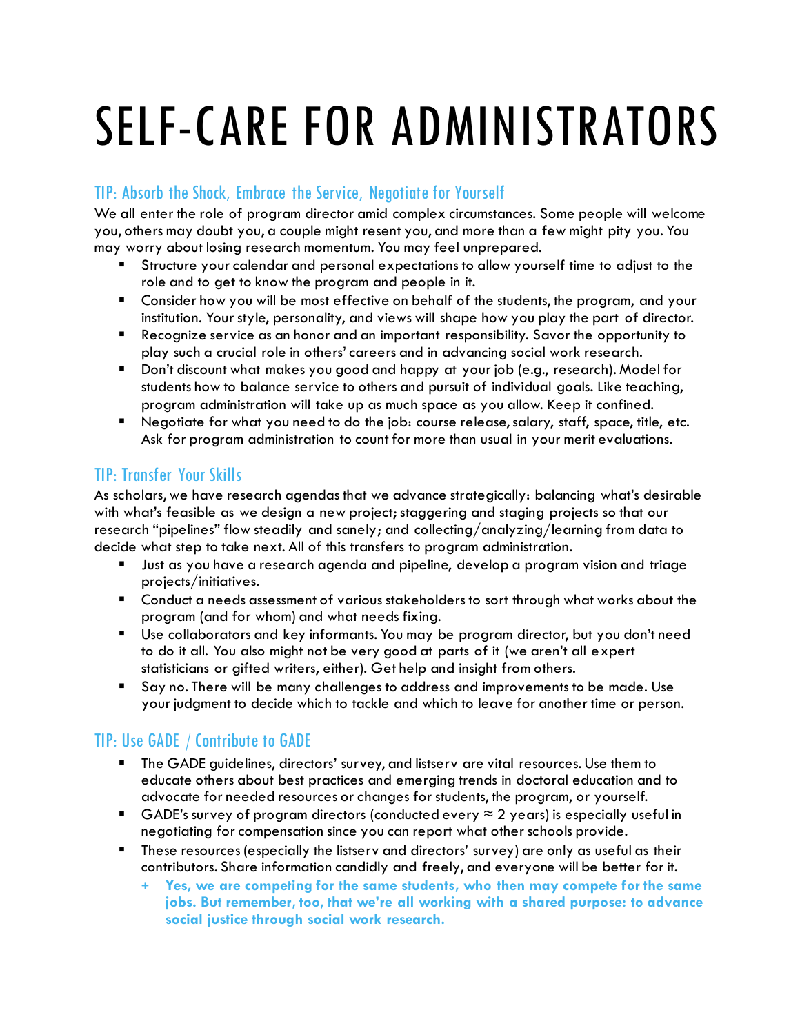# SELF-CARE FOR ADMINISTRATORS

## TIP: Absorb the Shock, Embrace the Service, Negotiate for Yourself

We all enter the role of program director amid complex circumstances. Some people will welcome you, others may doubt you, a couple might resent you, and more than a few might pity you. You may worry about losing research momentum. You may feel unprepared.

- Structure your calendar and personal expectations to allow yourself time to adjust to the role and to get to know the program and people in it.
- Consider how you will be most effective on behalf of the students, the program, and your institution. Your style, personality, and views will shape how you play the part of director.
- Recognize service as an honor and an important responsibility. Savor the opportunity to play such a crucial role in others' careers and in advancing social work research.
- Don't discount what makes you good and happy at your job (e.g., research). Model for students how to balance service to others and pursuit of individual goals. Like teaching, program administration will take up as much space as you allow. Keep it confined.
- Negotiate for what you need to do the job: course release, salary, staff, space, title, etc. Ask for program administration to count for more than usual in your merit evaluations.

## TIP: Transfer Your Skills

As scholars, we have research agendas that we advance strategically: balancing what's desirable with what's feasible as we design a new project; staggering and staging projects so that our research "pipelines" flow steadily and sanely; and collecting/analyzing/learning from data to decide what step to take next. All of this transfers to program administration.

- Just as you have a research agenda and pipeline, develop a program vision and triage projects/initiatives.
- Conduct a needs assessment of various stakeholders to sort through what works about the program (and for whom) and what needs fixing.
- Use collaborators and key informants. You may be program director, but you don't need to do it all. You also might not be very good at parts of it (we aren't all expert statisticians or gifted writers, either). Get help and insight from others.
- Say no. There will be many challenges to address and improvements to be made. Use your judgment to decide which to tackle and which to leave for another time or person.

## TIP: Use GADE / Contribute to GADE

- The GADE guidelines, directors' survey, and listserv are vital resources. Use them to educate others about best practices and emerging trends in doctoral education and to advocate for needed resources or changes for students, the program, or yourself.
- GADE's survey of program directors (conducted every ≈ 2 years) is especially useful in negotiating for compensation since you can report what other schools provide.
- These resources (especially the listserv and directors' survey) are only as useful as their contributors. Share information candidly and freely, and everyone will be better for it.
  - **Yes, we are competing for the same students, who then may compete for the same jobs. But remember, too, that we're all working with a shared purpose: to advance social justice through social work research.**